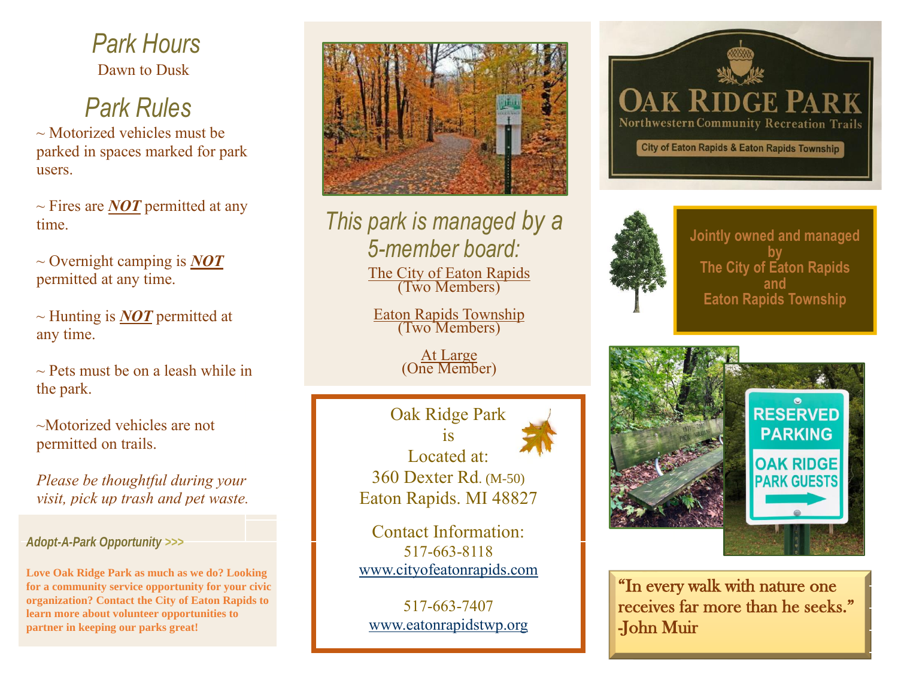## Park Hours

Dawn to Dusk

## Park Rules

~ Motorized vehicles must be parked in spaces marked for park users.

~ Fires are ***NOT*** permitted at any time.

~ Overnight camping is ***NOT*** permitted at any time.

~ Hunting is ***NOT*** permitted at any time.

~ Pets must be on a leash while in the park.

~Motorized vehicles are not permitted on trails.

*Please be thoughtful during your visit, pick up trash and pet waste.*

***Adopt-A-Park Opportunity >>>***

**Love Oak Ridge Park as much as we do? Looking for a community service opportunity for your civic organization? Contact the City of Eaton Rapids to learn more about volunteer opportunities to partner in keeping our parks great!**

## *This park is managed by a 5-member board:*

The City of Eaton Rapids
(Two Members)

Eaton Rapids Township
(Two Members)

At Large
(One Member)

Oak Ridge Park
is
Located at:
360 Dexter Rd. (M-50)
Eaton Rapids. MI 48827

Contact Information:
517-663-8118
www.cityofeatonrapids.com

517-663-7407
www.eatonrapidstwp.org

# OAK RIDGE PARK

Northwestern Community Recreation Trails

City of Eaton Rapids & Eaton Rapids Township

**Jointly owned and managed by
The City of Eaton Rapids
and
Eaton Rapids Township**

RESERVED PARKING
OAK RIDGE PARK GUESTS

"In every walk with nature one receives far more than he seeks."
-John Muir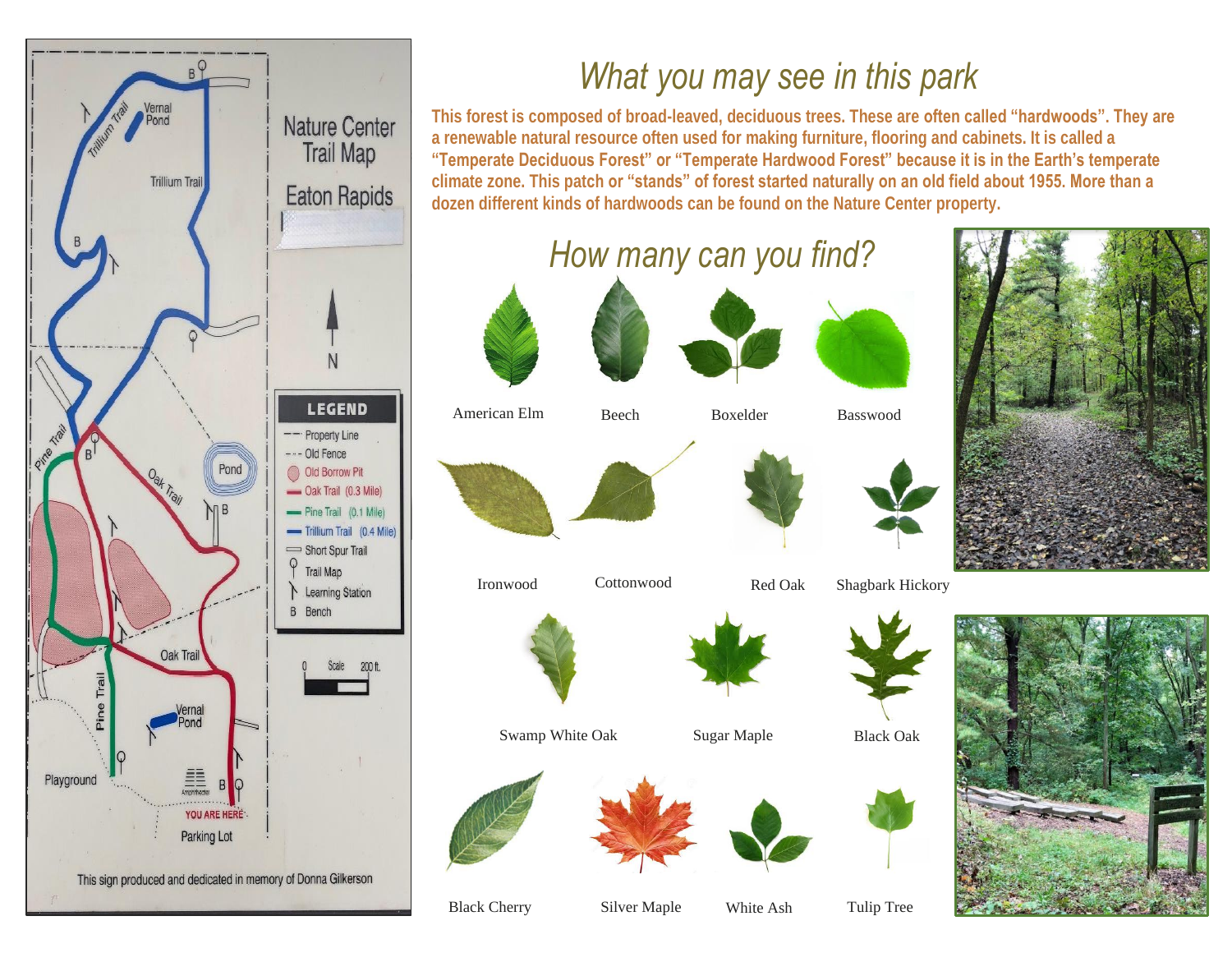# What you may see in this park

**This forest is composed of broad-leaved, deciduous trees. These are often called "hardwoods". They are a renewable natural resource often used for making furniture, flooring and cabinets. It is called a "Temperate Deciduous Forest" or "Temperate Hardwood Forest" because it is in the Earth's temperate climate zone. This patch or "stands" of forest started naturally on an old field about 1955. More than a dozen different kinds of hardwoods can be found on the Nature Center property.**

## How many can you find?

American Elm

Beech

Boxelder

Basswood

Ironwood

Cottonwood

Red Oak

Shagbark Hickory

Swamp White Oak

Sugar Maple

Black Oak

Black Cherry

Silver Maple

White Ash

Tulip Tree

Nature Center Trail Map

Eaton Rapids

N

LEGEND

Property Line

Old Fence

Old Borrow Pit

Oak Trail (0.3 Mile)

Pine Trail (0.1 Mile)

Trillium Trail (0.4 Mile)

Short Spur Trail

Trail Map

Learning Station

B Bench

0 Scale 200 ft.

Vernal Pond

Trillium Trail

Pine Trail

Oak Trail

Pond

Playground

Amphitheater

YOU ARE HERE

Parking Lot

This sign produced and dedicated in memory of Donna Gilkerson